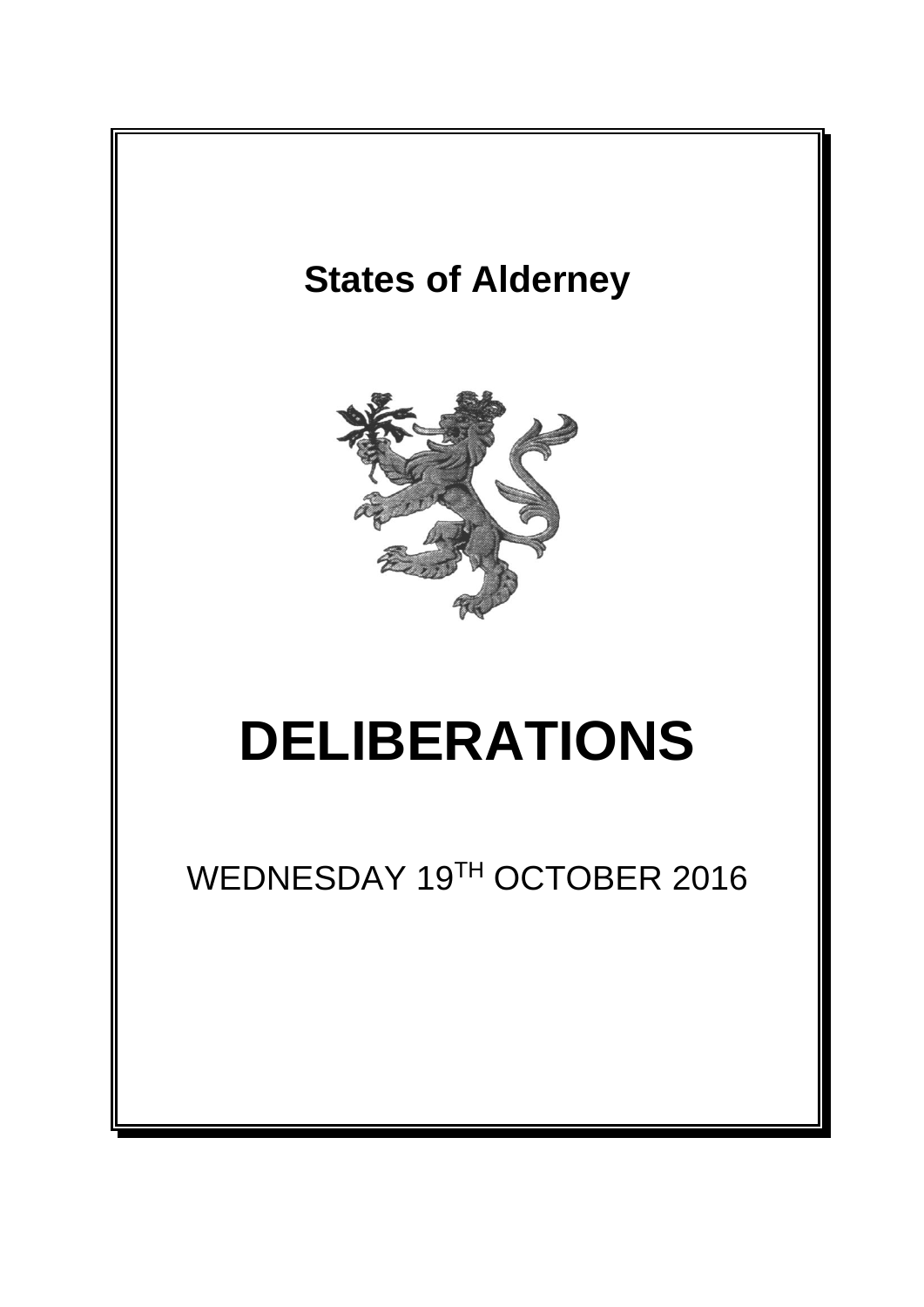# States of Alderney

# DELIBERATIONS

WEDNESDAY 19TH OCTOBER 2016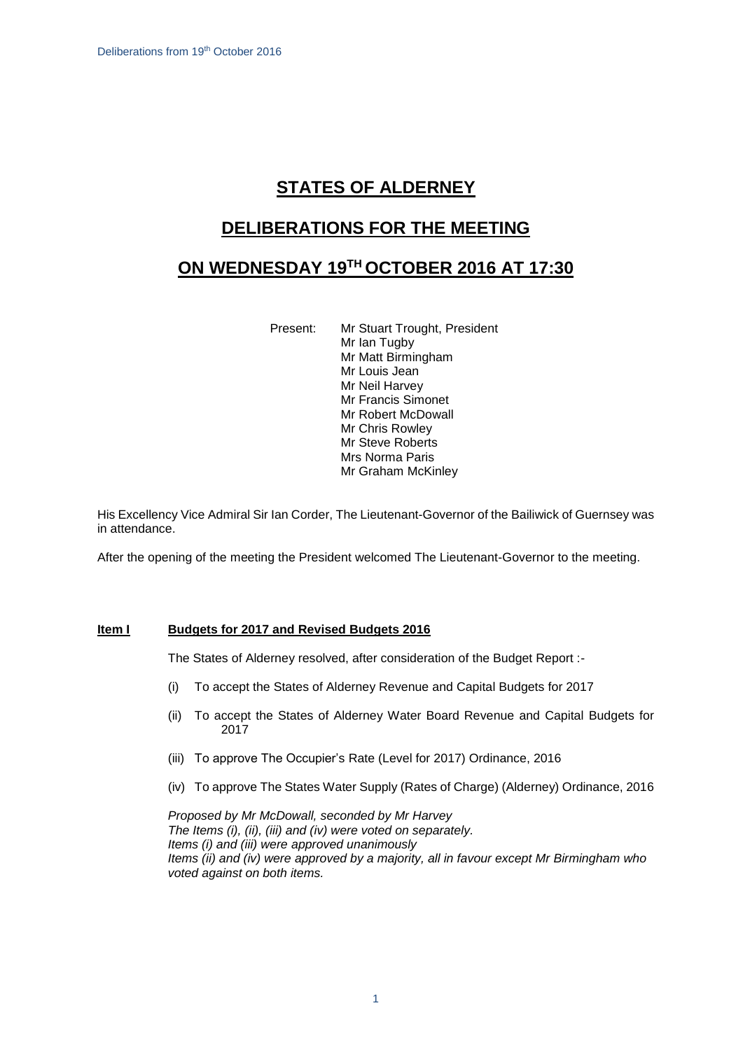# STATES OF ALDERNEY

## DELIBERATIONS FOR THE MEETING

## ON WEDNESDAY 19TH OCTOBER 2016 AT 17:30

Present: Mr Stuart Trought, President
Mr Ian Tugby
Mr Matt Birmingham
Mr Louis Jean
Mr Neil Harvey
Mr Francis Simonet
Mr Robert McDowall
Mr Chris Rowley
Mr Steve Roberts
Mrs Norma Paris
Mr Graham McKinley

His Excellency Vice Admiral Sir Ian Corder, The Lieutenant-Governor of the Bailiwick of Guernsey was in attendance.

After the opening of the meeting the President welcomed The Lieutenant-Governor to the meeting.

**Item I** **Budgets for 2017 and Revised Budgets 2016**

The States of Alderney resolved, after consideration of the Budget Report :-

(i) To accept the States of Alderney Revenue and Capital Budgets for 2017

(ii) To accept the States of Alderney Water Board Revenue and Capital Budgets for 2017

(iii) To approve The Occupier's Rate (Level for 2017) Ordinance, 2016

(iv) To approve The States Water Supply (Rates of Charge) (Alderney) Ordinance, 2016

*Proposed by Mr McDowall, seconded by Mr Harvey*
*The Items (i), (ii), (iii) and (iv) were voted on separately.*
*Items (i) and (iii) were approved unanimously*
*Items (ii) and (iv) were approved by a majority, all in favour except Mr Birmingham who voted against on both items.*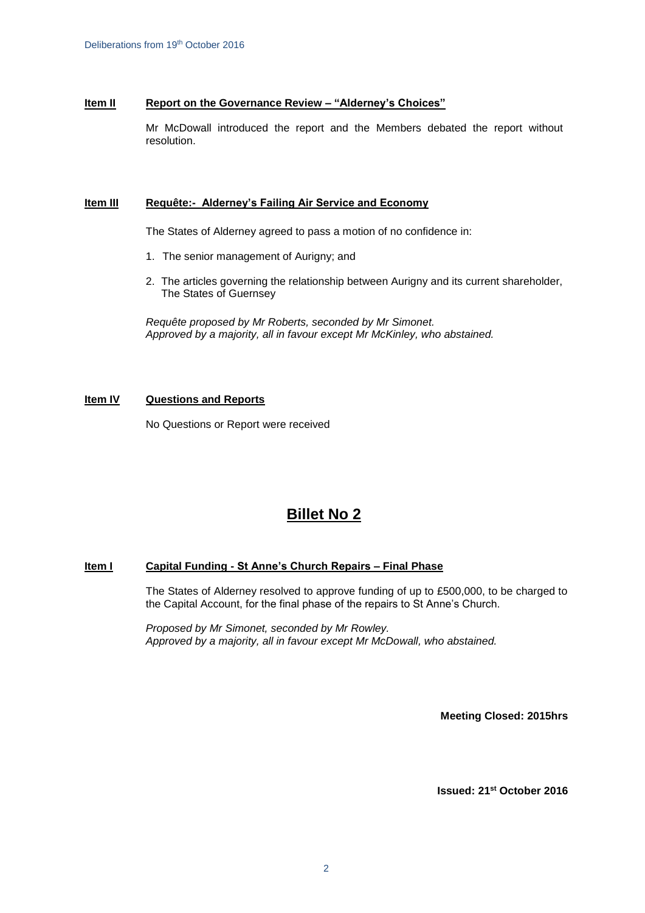**Item II** **Report on the Governance Review – "Alderney's Choices"**

Mr McDowall introduced the report and the Members debated the report without resolution.

**Item III** **Requête:- Alderney's Failing Air Service and Economy**

The States of Alderney agreed to pass a motion of no confidence in:

1. The senior management of Aurigny; and
2. The articles governing the relationship between Aurigny and its current shareholder, The States of Guernsey

*Requête proposed by Mr Roberts, seconded by Mr Simonet.*
*Approved by a majority, all in favour except Mr McKinley, who abstained.*

**Item IV** **Questions and Reports**

No Questions or Report were received

# Billet No 2

**Item I** **Capital Funding - St Anne's Church Repairs – Final Phase**

The States of Alderney resolved to approve funding of up to £500,000, to be charged to the Capital Account, for the final phase of the repairs to St Anne's Church.

*Proposed by Mr Simonet, seconded by Mr Rowley.*
*Approved by a majority, all in favour except Mr McDowall, who abstained.*

**Meeting Closed: 2015hrs**

**Issued: 21st October 2016**